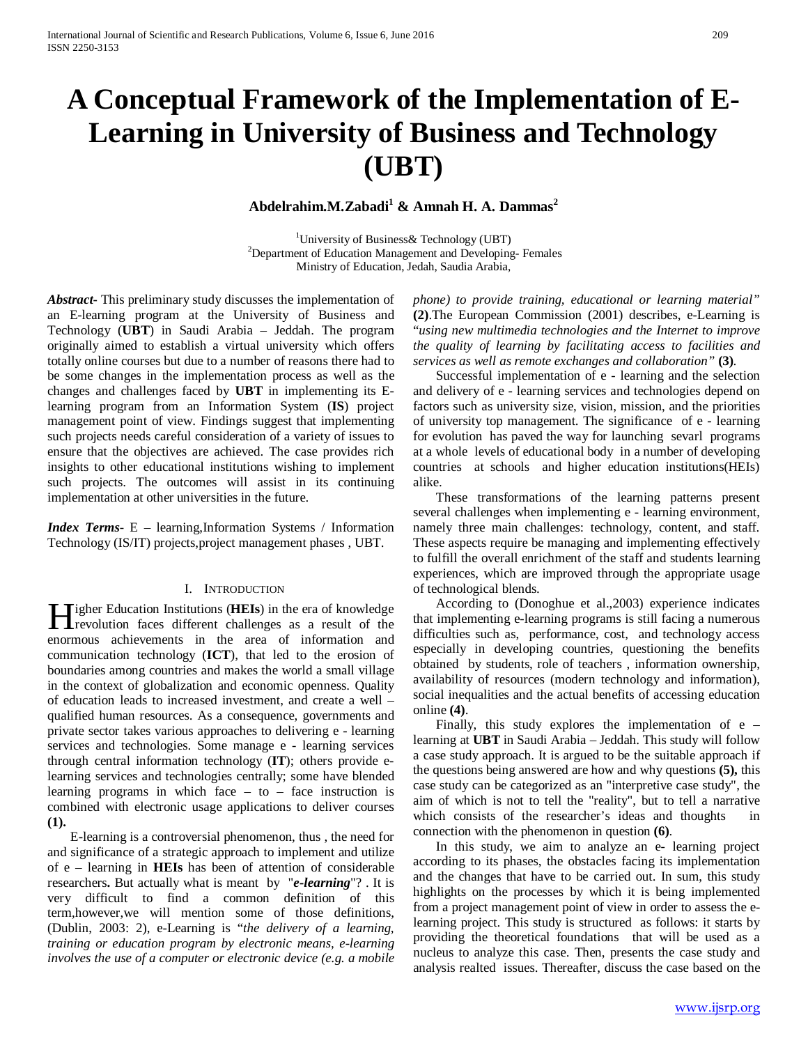# A Conceptual Framework of the Implementation of E-Learning in University of Business and Technology (UBT)

**Abdelrahim.M.Zabadi[1] & Amnah H. A. Dammas[2]**

[1]University of Business& Technology (UBT)
[2]Department of Education Management and Developing- Females
Ministry of Education, Jedah, Saudia Arabia,

***Abstract***- This preliminary study discusses the implementation of an E-learning program at the University of Business and Technology (**UBT**) in Saudi Arabia – Jeddah. The program originally aimed to establish a virtual university which offers totally online courses but due to a number of reasons there had to be some changes in the implementation process as well as the changes and challenges faced by **UBT** in implementing its E-learning program from an Information System (**IS**) project management point of view. Findings suggest that implementing such projects needs careful consideration of a variety of issues to ensure that the objectives are achieved. The case provides rich insights to other educational institutions wishing to implement such projects. The outcomes will assist in its continuing implementation at other universities in the future.

***Index Terms***- E – learning,Information Systems / Information Technology (IS/IT) projects,project management phases , UBT.

## I. Introduction

Higher Education Institutions (**HEIs**) in the era of knowledge revolution faces different challenges as a result of the enormous achievements in the area of information and communication technology (**ICT**), that led to the erosion of boundaries among countries and makes the world a small village in the context of globalization and economic openness. Quality of education leads to increased investment, and create a well – qualified human resources. As a consequence, governments and private sector takes various approaches to delivering e - learning services and technologies. Some manage e - learning services through central information technology (**IT**); others provide e-learning services and technologies centrally; some have blended learning programs in which face – to – face instruction is combined with electronic usage applications to deliver courses **(1).**

E-learning is a controversial phenomenon, thus , the need for and significance of a strategic approach to implement and utilize of e – learning in **HEIs** has been of attention of considerable researchers**.** But actually what is meant by "***e-learning***"? . It is very difficult to find a common definition of this term,however,we will mention some of those definitions, (Dublin, 2003: 2), e-Learning is "*the delivery of a learning, training or education program by electronic means, e-learning involves the use of a computer or electronic device (e.g. a mobile phone) to provide training, educational or learning material"* **(2)**.The European Commission (2001) describes, e-Learning is "*using new multimedia technologies and the Internet to improve the quality of learning by facilitating access to facilities and services as well as remote exchanges and collaboration"* **(3)**.

Successful implementation of e - learning and the selection and delivery of e - learning services and technologies depend on factors such as university size, vision, mission, and the priorities of university top management. The significance of e - learning for evolution has paved the way for launching sevarl programs at a whole levels of educational body in a number of developing countries at schools and higher education institutions(HEIs) alike.

These transformations of the learning patterns present several challenges when implementing e - learning environment, namely three main challenges: technology, content, and staff. These aspects require be managing and implementing effectively to fulfill the overall enrichment of the staff and students learning experiences, which are improved through the appropriate usage of technological blends.

According to (Donoghue et al.,2003) experience indicates that implementing e-learning programs is still facing a numerous difficulties such as, performance, cost, and technology access especially in developing countries, questioning the benefits obtained by students, role of teachers , information ownership, availability of resources (modern technology and information), social inequalities and the actual benefits of accessing education online **(4)**.

Finally, this study explores the implementation of e – learning at **UBT** in Saudi Arabia – Jeddah. This study will follow a case study approach. It is argued to be the suitable approach if the questions being answered are how and why questions **(5),** this case study can be categorized as an "interpretive case study", the aim of which is not to tell the "reality", but to tell a narrative which consists of the researcher's ideas and thoughts in connection with the phenomenon in question **(6)**.

In this study, we aim to analyze an e- learning project according to its phases, the obstacles facing its implementation and the changes that have to be carried out. In sum, this study highlights on the processes by which it is being implemented from a project management point of view in order to assess the e-learning project. This study is structured as follows: it starts by providing the theoretical foundations that will be used as a nucleus to analyze this case. Then, presents the case study and analysis realted issues. Thereafter, discuss the case based on the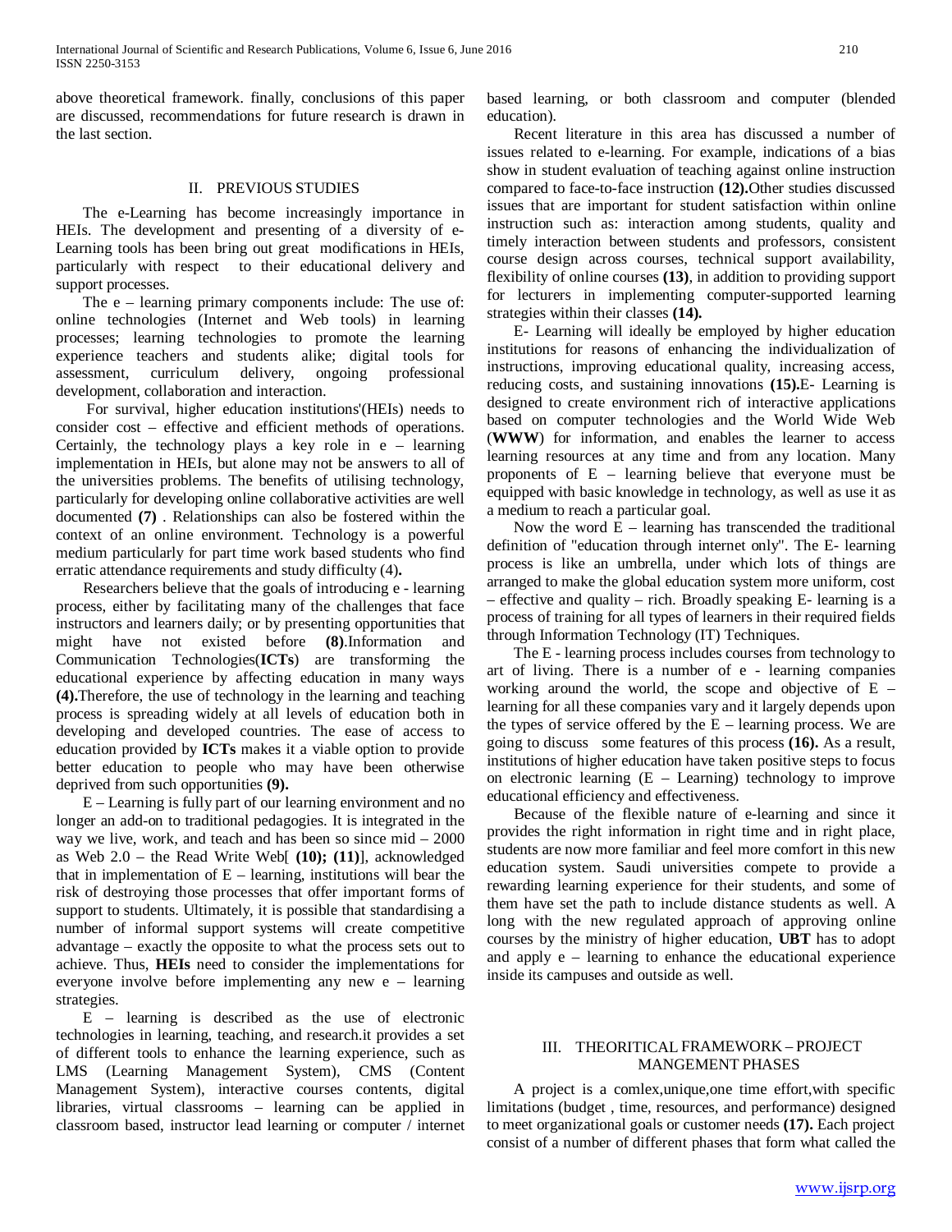above theoretical framework. finally, conclusions of this paper are discussed, recommendations for future research is drawn in the last section.

## II. PREVIOUS STUDIES

The e-Learning has become increasingly importance in HEIs. The development and presenting of a diversity of e-Learning tools has been bring out great modifications in HEIs, particularly with respect to their educational delivery and support processes.

The e – learning primary components include: The use of: online technologies (Internet and Web tools) in learning processes; learning technologies to promote the learning experience teachers and students alike; digital tools for assessment, curriculum delivery, ongoing professional development, collaboration and interaction.

For survival, higher education institutions'(HEIs) needs to consider cost – effective and efficient methods of operations. Certainly, the technology plays a key role in e – learning implementation in HEIs, but alone may not be answers to all of the universities problems. The benefits of utilising technology, particularly for developing online collaborative activities are well documented **(7)** . Relationships can also be fostered within the context of an online environment. Technology is a powerful medium particularly for part time work based students who find erratic attendance requirements and study difficulty (4)**.**

Researchers believe that the goals of introducing e - learning process, either by facilitating many of the challenges that face instructors and learners daily; or by presenting opportunities that might have not existed before **(8)**.Information and Communication Technologies(**ICTs**) are transforming the educational experience by affecting education in many ways **(4).**Therefore, the use of technology in the learning and teaching process is spreading widely at all levels of education both in developing and developed countries. The ease of access to education provided by **ICTs** makes it a viable option to provide better education to people who may have been otherwise deprived from such opportunities **(9).**

E – Learning is fully part of our learning environment and no longer an add-on to traditional pedagogies. It is integrated in the way we live, work, and teach and has been so since mid – 2000 as Web 2.0 – the Read Write Web[ **(10); (11)**], acknowledged that in implementation of E – learning, institutions will bear the risk of destroying those processes that offer important forms of support to students. Ultimately, it is possible that standardising a number of informal support systems will create competitive advantage – exactly the opposite to what the process sets out to achieve. Thus, **HEIs** need to consider the implementations for everyone involve before implementing any new e – learning strategies.

E – learning is described as the use of electronic technologies in learning, teaching, and research.it provides a set of different tools to enhance the learning experience, such as LMS (Learning Management System), CMS (Content Management System), interactive courses contents, digital libraries, virtual classrooms – learning can be applied in classroom based, instructor lead learning or computer / internet based learning, or both classroom and computer (blended education).

Recent literature in this area has discussed a number of issues related to e-learning. For example, indications of a bias show in student evaluation of teaching against online instruction compared to face-to-face instruction **(12).**Other studies discussed issues that are important for student satisfaction within online instruction such as: interaction among students, quality and timely interaction between students and professors, consistent course design across courses, technical support availability, flexibility of online courses **(13)**, in addition to providing support for lecturers in implementing computer-supported learning strategies within their classes **(14).**

E- Learning will ideally be employed by higher education institutions for reasons of enhancing the individualization of instructions, improving educational quality, increasing access, reducing costs, and sustaining innovations **(15).**E- Learning is designed to create environment rich of interactive applications based on computer technologies and the World Wide Web (**WWW**) for information, and enables the learner to access learning resources at any time and from any location. Many proponents of E – learning believe that everyone must be equipped with basic knowledge in technology, as well as use it as a medium to reach a particular goal.

Now the word E – learning has transcended the traditional definition of "education through internet only". The E- learning process is like an umbrella, under which lots of things are arranged to make the global education system more uniform, cost – effective and quality – rich. Broadly speaking E- learning is a process of training for all types of learners in their required fields through Information Technology (IT) Techniques.

The E - learning process includes courses from technology to art of living. There is a number of e - learning companies working around the world, the scope and objective of E – learning for all these companies vary and it largely depends upon the types of service offered by the E – learning process. We are going to discuss some features of this process **(16).** As a result, institutions of higher education have taken positive steps to focus on electronic learning (E – Learning) technology to improve educational efficiency and effectiveness.

Because of the flexible nature of e-learning and since it provides the right information in right time and in right place, students are now more familiar and feel more comfort in this new education system. Saudi universities compete to provide a rewarding learning experience for their students, and some of them have set the path to include distance students as well. A long with the new regulated approach of approving online courses by the ministry of higher education, **UBT** has to adopt and apply e – learning to enhance the educational experience inside its campuses and outside as well.

## III. THEORITICAL FRAMEWORK – PROJECT MANGEMENT PHASES

A project is a comlex,unique,one time effort,with specific limitations (budget , time, resources, and performance) designed to meet organizational goals or customer needs **(17).** Each project consist of a number of different phases that form what called the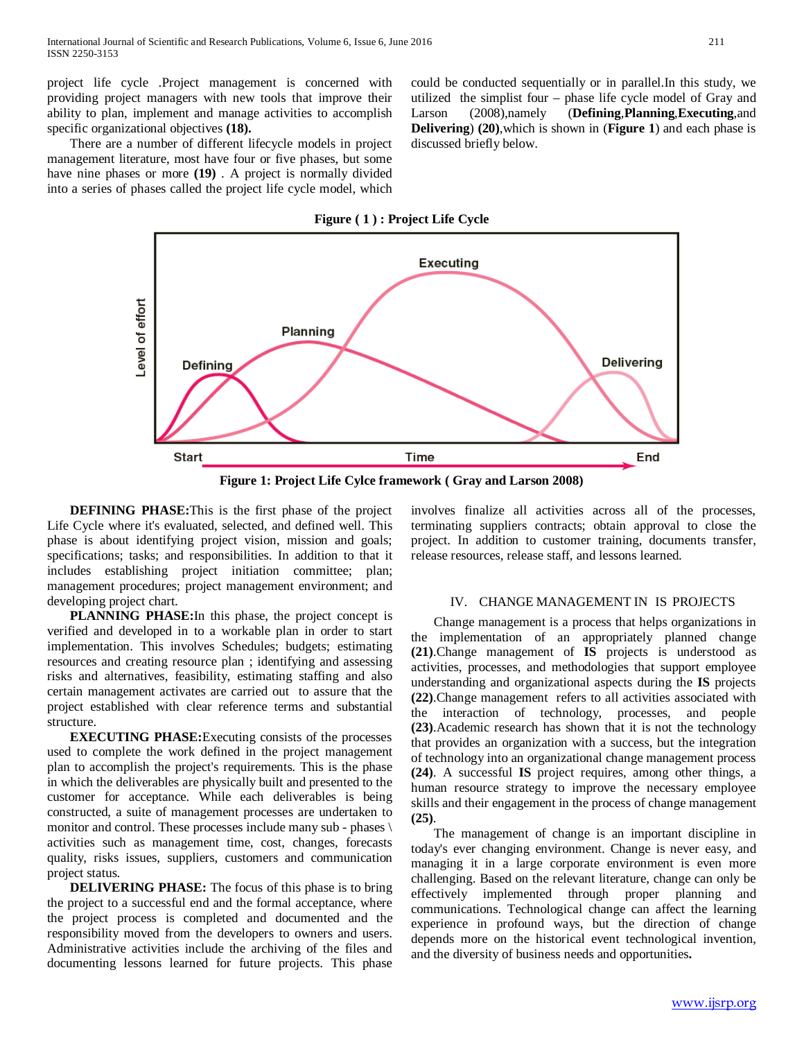project life cycle .Project management is concerned with providing project managers with new tools that improve their ability to plan, implement and manage activities to accomplish specific organizational objectives **(18).**

There are a number of different lifecycle models in project management literature, most have four or five phases, but some have nine phases or more **(19)** . A project is normally divided into a series of phases called the project life cycle model, which could be conducted sequentially or in parallel.In this study, we utilized the simplist four – phase life cycle model of Gray and Larson (2008),namely (**Defining**,**Planning**,**Executing**,and **Delivering**) **(20)**,which is shown in (**Figure 1**) and each phase is discussed briefly below.

**Figure ( 1 ) : Project Life Cycle**

**Figure 1: Project Life Cylce framework ( Gray and Larson 2008)**

**DEFINING PHASE:**This is the first phase of the project Life Cycle where it's evaluated, selected, and defined well. This phase is about identifying project vision, mission and goals; specifications; tasks; and responsibilities. In addition to that it includes establishing project initiation committee; plan; management procedures; project management environment; and developing project chart.

**PLANNING PHASE:**In this phase, the project concept is verified and developed in to a workable plan in order to start implementation. This involves Schedules; budgets; estimating resources and creating resource plan ; identifying and assessing risks and alternatives, feasibility, estimating staffing and also certain management activates are carried out to assure that the project established with clear reference terms and substantial structure.

**EXECUTING PHASE:**Executing consists of the processes used to complete the work defined in the project management plan to accomplish the project's requirements. This is the phase in which the deliverables are physically built and presented to the customer for acceptance. While each deliverables is being constructed, a suite of management processes are undertaken to monitor and control. These processes include many sub - phases \ activities such as management time, cost, changes, forecasts quality, risks issues, suppliers, customers and communication project status.

**DELIVERING PHASE:** The focus of this phase is to bring the project to a successful end and the formal acceptance, where the project process is completed and documented and the responsibility moved from the developers to owners and users. Administrative activities include the archiving of the files and documenting lessons learned for future projects. This phase involves finalize all activities across all of the processes, terminating suppliers contracts; obtain approval to close the project. In addition to customer training, documents transfer, release resources, release staff, and lessons learned.

## IV. CHANGE MANAGEMENT IN IS PROJECTS

Change management is a process that helps organizations in the implementation of an appropriately planned change **(21)**.Change management of **IS** projects is understood as activities, processes, and methodologies that support employee understanding and organizational aspects during the **IS** projects **(22)**.Change management refers to all activities associated with the interaction of technology, processes, and people **(23)**.Academic research has shown that it is not the technology that provides an organization with a success, but the integration of technology into an organizational change management process **(24)**. A successful **IS** project requires, among other things, a human resource strategy to improve the necessary employee skills and their engagement in the process of change management **(25)**.

The management of change is an important discipline in today's ever changing environment. Change is never easy, and managing it in a large corporate environment is even more challenging. Based on the relevant literature, change can only be effectively implemented through proper planning and communications. Technological change can affect the learning experience in profound ways, but the direction of change depends more on the historical event technological invention, and the diversity of business needs and opportunities**.**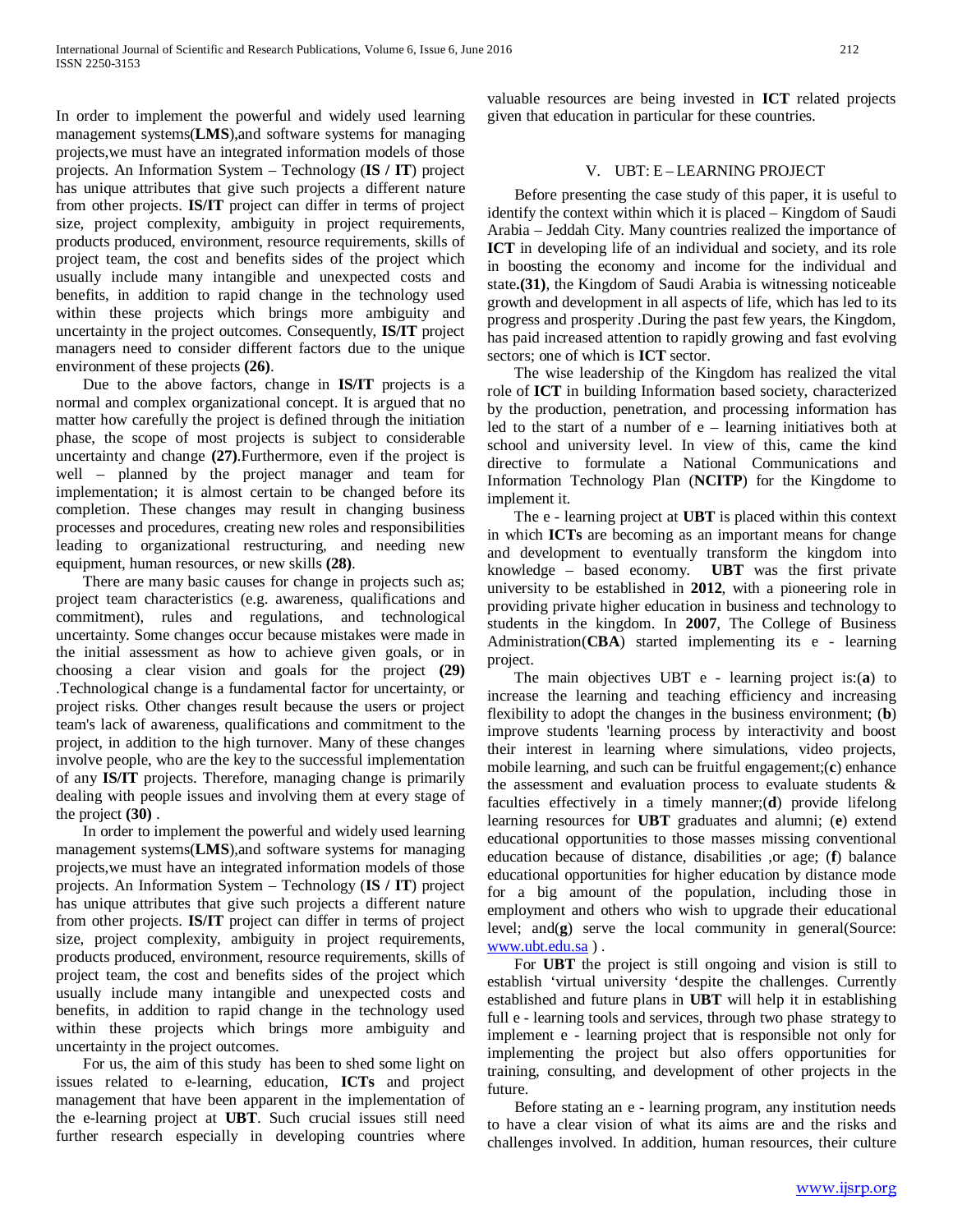In order to implement the powerful and widely used learning management systems(**LMS**),and software systems for managing projects,we must have an integrated information models of those projects. An Information System – Technology (**IS / IT**) project has unique attributes that give such projects a different nature from other projects. **IS/IT** project can differ in terms of project size, project complexity, ambiguity in project requirements, products produced, environment, resource requirements, skills of project team, the cost and benefits sides of the project which usually include many intangible and unexpected costs and benefits, in addition to rapid change in the technology used within these projects which brings more ambiguity and uncertainty in the project outcomes. Consequently, **IS/IT** project managers need to consider different factors due to the unique environment of these projects **(26)**.

Due to the above factors, change in **IS/IT** projects is a normal and complex organizational concept. It is argued that no matter how carefully the project is defined through the initiation phase, the scope of most projects is subject to considerable uncertainty and change **(27)**.Furthermore, even if the project is well – planned by the project manager and team for implementation; it is almost certain to be changed before its completion. These changes may result in changing business processes and procedures, creating new roles and responsibilities leading to organizational restructuring, and needing new equipment, human resources, or new skills **(28)**.

There are many basic causes for change in projects such as; project team characteristics (e.g. awareness, qualifications and commitment), rules and regulations, and technological uncertainty. Some changes occur because mistakes were made in the initial assessment as how to achieve given goals, or in choosing a clear vision and goals for the project **(29)** .Technological change is a fundamental factor for uncertainty, or project risks. Other changes result because the users or project team's lack of awareness, qualifications and commitment to the project, in addition to the high turnover. Many of these changes involve people, who are the key to the successful implementation of any **IS/IT** projects. Therefore, managing change is primarily dealing with people issues and involving them at every stage of the project **(30)** .

In order to implement the powerful and widely used learning management systems(**LMS**),and software systems for managing projects,we must have an integrated information models of those projects. An Information System – Technology (**IS / IT**) project has unique attributes that give such projects a different nature from other projects. **IS/IT** project can differ in terms of project size, project complexity, ambiguity in project requirements, products produced, environment, resource requirements, skills of project team, the cost and benefits sides of the project which usually include many intangible and unexpected costs and benefits, in addition to rapid change in the technology used within these projects which brings more ambiguity and uncertainty in the project outcomes.

For us, the aim of this study has been to shed some light on issues related to e-learning, education, **ICTs** and project management that have been apparent in the implementation of the e-learning project at **UBT**. Such crucial issues still need further research especially in developing countries where valuable resources are being invested in **ICT** related projects given that education in particular for these countries.

## V. UBT: E – LEARNING PROJECT

Before presenting the case study of this paper, it is useful to identify the context within which it is placed – Kingdom of Saudi Arabia – Jeddah City. Many countries realized the importance of **ICT** in developing life of an individual and society, and its role in boosting the economy and income for the individual and state**.(31)**, the Kingdom of Saudi Arabia is witnessing noticeable growth and development in all aspects of life, which has led to its progress and prosperity .During the past few years, the Kingdom, has paid increased attention to rapidly growing and fast evolving sectors; one of which is **ICT** sector.

The wise leadership of the Kingdom has realized the vital role of **ICT** in building Information based society, characterized by the production, penetration, and processing information has led to the start of a number of e – learning initiatives both at school and university level. In view of this, came the kind directive to formulate a National Communications and Information Technology Plan (**NCITP**) for the Kingdome to implement it.

The e - learning project at **UBT** is placed within this context in which **ICTs** are becoming as an important means for change and development to eventually transform the kingdom into knowledge – based economy. **UBT** was the first private university to be established in **2012**, with a pioneering role in providing private higher education in business and technology to students in the kingdom. In **2007**, The College of Business Administration(**CBA**) started implementing its e - learning project.

The main objectives UBT e - learning project is:(**a**) to increase the learning and teaching efficiency and increasing flexibility to adopt the changes in the business environment; (**b**) improve students 'learning process by interactivity and boost their interest in learning where simulations, video projects, mobile learning, and such can be fruitful engagement;(**c**) enhance the assessment and evaluation process to evaluate students & faculties effectively in a timely manner;(**d**) provide lifelong learning resources for **UBT** graduates and alumni; (**e**) extend educational opportunities to those masses missing conventional education because of distance, disabilities ,or age; (**f**) balance educational opportunities for higher education by distance mode for a big amount of the population, including those in employment and others who wish to upgrade their educational level; and(**g**) serve the local community in general(Source: www.ubt.edu.sa ) .

For **UBT** the project is still ongoing and vision is still to establish 'virtual university 'despite the challenges. Currently established and future plans in **UBT** will help it in establishing full e - learning tools and services, through two phase strategy to implement e - learning project that is responsible not only for implementing the project but also offers opportunities for training, consulting, and development of other projects in the future.

Before stating an e - learning program, any institution needs to have a clear vision of what its aims are and the risks and challenges involved. In addition, human resources, their culture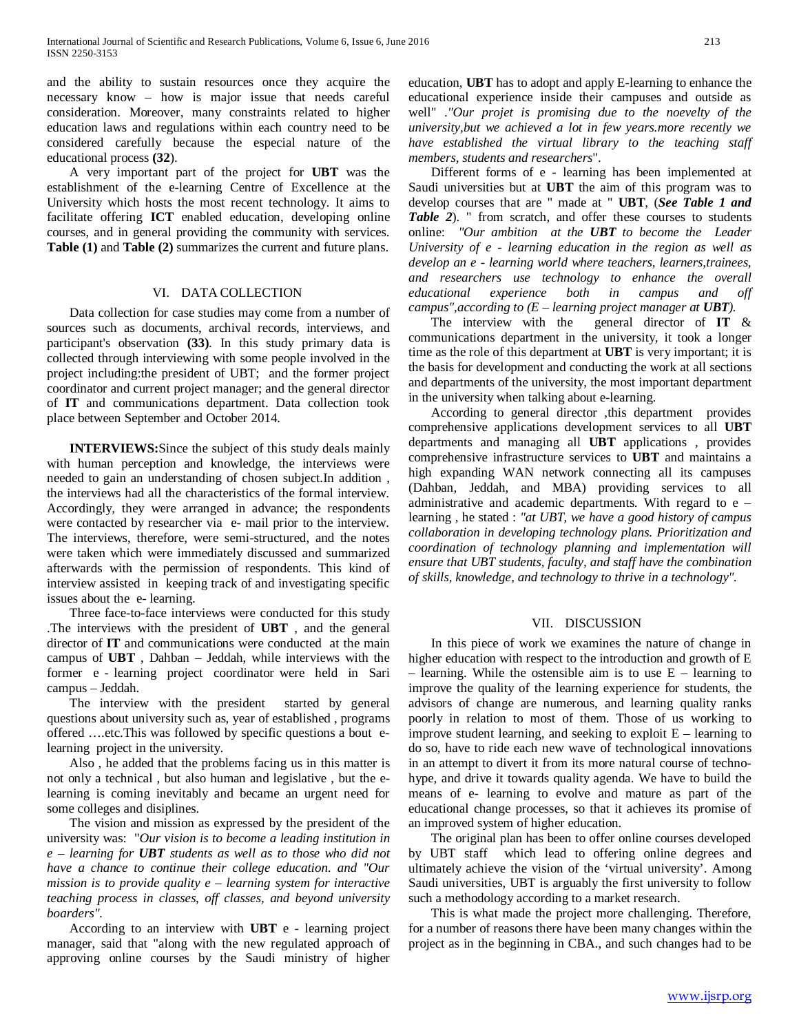and the ability to sustain resources once they acquire the necessary know – how is major issue that needs careful consideration. Moreover, many constraints related to higher education laws and regulations within each country need to be considered carefully because the especial nature of the educational process **(32)**.

A very important part of the project for **UBT** was the establishment of the e-learning Centre of Excellence at the University which hosts the most recent technology. It aims to facilitate offering **ICT** enabled education, developing online courses, and in general providing the community with services. **Table (1)** and **Table (2)** summarizes the current and future plans.

## VI. DATA COLLECTION

Data collection for case studies may come from a number of sources such as documents, archival records, interviews, and participant's observation **(33)**. In this study primary data is collected through interviewing with some people involved in the project including:the president of UBT; and the former project coordinator and current project manager; and the general director of **IT** and communications department. Data collection took place between September and October 2014.

**INTERVIEWS:**Since the subject of this study deals mainly with human perception and knowledge, the interviews were needed to gain an understanding of chosen subject.In addition , the interviews had all the characteristics of the formal interview. Accordingly, they were arranged in advance; the respondents were contacted by researcher via e- mail prior to the interview. The interviews, therefore, were semi-structured, and the notes were taken which were immediately discussed and summarized afterwards with the permission of respondents. This kind of interview assisted in keeping track of and investigating specific issues about the e- learning.

Three face-to-face interviews were conducted for this study .The interviews with the president of **UBT** , and the general director of **IT** and communications were conducted at the main campus of **UBT** , Dahban – Jeddah, while interviews with the former e - learning project coordinator were held in Sari campus – Jeddah.

The interview with the president started by general questions about university such as, year of established , programs offered ….etc.This was followed by specific questions a bout e-learning project in the university.

Also , he added that the problems facing us in this matter is not only a technical , but also human and legislative , but the e-learning is coming inevitably and became an urgent need for some colleges and disiplines.

The vision and mission as expressed by the president of the university was: "*Our vision is to become a leading institution in e – learning for **UBT** students as well as to those who did not have a chance to continue their college education. and "Our mission is to provide quality e – learning system for interactive teaching process in classes, off classes, and beyond university boarders".*

According to an interview with **UBT** e - learning project manager, said that "along with the new regulated approach of approving online courses by the Saudi ministry of higher education, **UBT** has to adopt and apply E-learning to enhance the educational experience inside their campuses and outside as well" .*"Our projet is promising due to the noevelty of the university,but we achieved a lot in few years.more recently we have established the virtual library to the teaching staff members, students and researchers*".

Different forms of e - learning has been implemented at Saudi universities but at **UBT** the aim of this program was to develop courses that are " made at " **UBT**, (***See Table 1 and Table 2***). " from scratch, and offer these courses to students online: *"Our ambition at the **UBT** to become the Leader University of e - learning education in the region as well as develop an e - learning world where teachers, learners,trainees, and researchers use technology to enhance the overall educational experience both in campus and off campus",according to (E – learning project manager at **UBT**).*

The interview with the general director of **IT** & communications department in the university, it took a longer time as the role of this department at **UBT** is very important; it is the basis for development and conducting the work at all sections and departments of the university, the most important department in the university when talking about e-learning.

According to general director ,this department provides comprehensive applications development services to all **UBT** departments and managing all **UBT** applications , provides comprehensive infrastructure services to **UBT** and maintains a high expanding WAN network connecting all its campuses (Dahban, Jeddah, and MBA) providing services to all administrative and academic departments. With regard to e – learning , he stated : *"at UBT, we have a good history of campus collaboration in developing technology plans. Prioritization and coordination of technology planning and implementation will ensure that UBT students, faculty, and staff have the combination of skills, knowledge, and technology to thrive in a technology".*

## VII. DISCUSSION

In this piece of work we examines the nature of change in higher education with respect to the introduction and growth of E – learning. While the ostensible aim is to use E – learning to improve the quality of the learning experience for students, the advisors of change are numerous, and learning quality ranks poorly in relation to most of them. Those of us working to improve student learning, and seeking to exploit E – learning to do so, have to ride each new wave of technological innovations in an attempt to divert it from its more natural course of techno-hype, and drive it towards quality agenda. We have to build the means of e- learning to evolve and mature as part of the educational change processes, so that it achieves its promise of an improved system of higher education.

The original plan has been to offer online courses developed by UBT staff which lead to offering online degrees and ultimately achieve the vision of the 'virtual university'. Among Saudi universities, UBT is arguably the first university to follow such a methodology according to a market research.

This is what made the project more challenging. Therefore, for a number of reasons there have been many changes within the project as in the beginning in CBA., and such changes had to be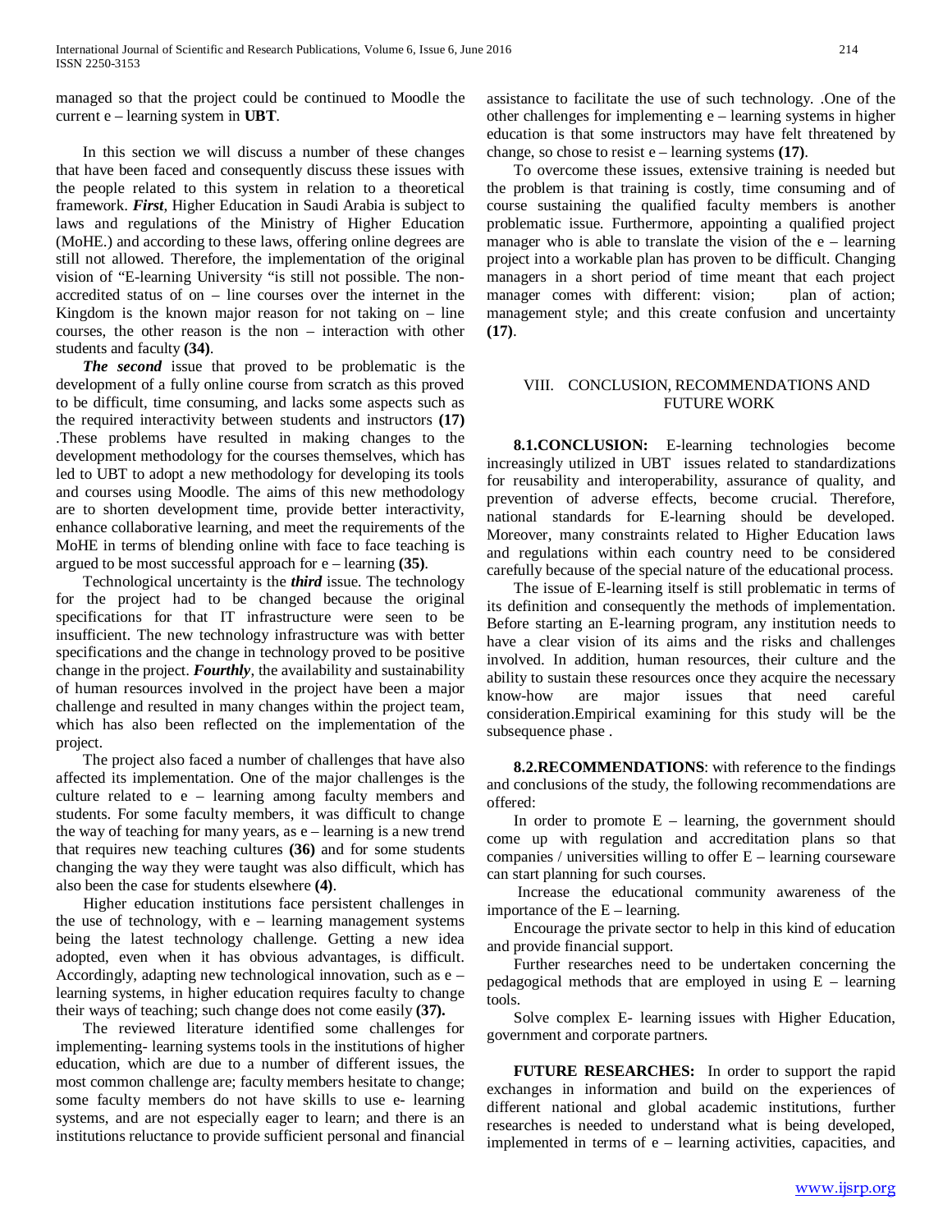managed so that the project could be continued to Moodle the current e – learning system in **UBT**.

In this section we will discuss a number of these changes that have been faced and consequently discuss these issues with the people related to this system in relation to a theoretical framework. ***First***, Higher Education in Saudi Arabia is subject to laws and regulations of the Ministry of Higher Education (MoHE.) and according to these laws, offering online degrees are still not allowed. Therefore, the implementation of the original vision of "E-learning University "is still not possible. The non-accredited status of on – line courses over the internet in the Kingdom is the known major reason for not taking on – line courses, the other reason is the non – interaction with other students and faculty **(34)**.

***The second*** issue that proved to be problematic is the development of a fully online course from scratch as this proved to be difficult, time consuming, and lacks some aspects such as the required interactivity between students and instructors **(17)** .These problems have resulted in making changes to the development methodology for the courses themselves, which has led to UBT to adopt a new methodology for developing its tools and courses using Moodle. The aims of this new methodology are to shorten development time, provide better interactivity, enhance collaborative learning, and meet the requirements of the MoHE in terms of blending online with face to face teaching is argued to be most successful approach for e – learning **(35)**.

Technological uncertainty is the ***third*** issue. The technology for the project had to be changed because the original specifications for that IT infrastructure were seen to be insufficient. The new technology infrastructure was with better specifications and the change in technology proved to be positive change in the project. ***Fourthly***, the availability and sustainability of human resources involved in the project have been a major challenge and resulted in many changes within the project team, which has also been reflected on the implementation of the project.

The project also faced a number of challenges that have also affected its implementation. One of the major challenges is the culture related to e – learning among faculty members and students. For some faculty members, it was difficult to change the way of teaching for many years, as e – learning is a new trend that requires new teaching cultures **(36)** and for some students changing the way they were taught was also difficult, which has also been the case for students elsewhere **(4)**.

Higher education institutions face persistent challenges in the use of technology, with e – learning management systems being the latest technology challenge. Getting a new idea adopted, even when it has obvious advantages, is difficult. Accordingly, adapting new technological innovation, such as e – learning systems, in higher education requires faculty to change their ways of teaching; such change does not come easily **(37).**

The reviewed literature identified some challenges for implementing- learning systems tools in the institutions of higher education, which are due to a number of different issues, the most common challenge are; faculty members hesitate to change; some faculty members do not have skills to use e- learning systems, and are not especially eager to learn; and there is an institutions reluctance to provide sufficient personal and financial assistance to facilitate the use of such technology. .One of the other challenges for implementing e – learning systems in higher education is that some instructors may have felt threatened by change, so chose to resist e – learning systems **(17)**.

To overcome these issues, extensive training is needed but the problem is that training is costly, time consuming and of course sustaining the qualified faculty members is another problematic issue. Furthermore, appointing a qualified project manager who is able to translate the vision of the e – learning project into a workable plan has proven to be difficult. Changing managers in a short period of time meant that each project manager comes with different: vision; plan of action; management style; and this create confusion and uncertainty **(17)**.

## VIII. CONCLUSION, RECOMMENDATIONS AND FUTURE WORK

**8.1.CONCLUSION:** E-learning technologies become increasingly utilized in UBT issues related to standardizations for reusability and interoperability, assurance of quality, and prevention of adverse effects, become crucial. Therefore, national standards for E-learning should be developed. Moreover, many constraints related to Higher Education laws and regulations within each country need to be considered carefully because of the special nature of the educational process.

The issue of E-learning itself is still problematic in terms of its definition and consequently the methods of implementation. Before starting an E-learning program, any institution needs to have a clear vision of its aims and the risks and challenges involved. In addition, human resources, their culture and the ability to sustain these resources once they acquire the necessary know-how are major issues that need careful consideration.Empirical examining for this study will be the subsequence phase .

**8.2.RECOMMENDATIONS**: with reference to the findings and conclusions of the study, the following recommendations are offered:

In order to promote E – learning, the government should come up with regulation and accreditation plans so that companies / universities willing to offer E – learning courseware can start planning for such courses.

Increase the educational community awareness of the importance of the E – learning.

Encourage the private sector to help in this kind of education and provide financial support.

Further researches need to be undertaken concerning the pedagogical methods that are employed in using E – learning tools.

Solve complex E- learning issues with Higher Education, government and corporate partners.

**FUTURE RESEARCHES:** In order to support the rapid exchanges in information and build on the experiences of different national and global academic institutions, further researches is needed to understand what is being developed, implemented in terms of e – learning activities, capacities, and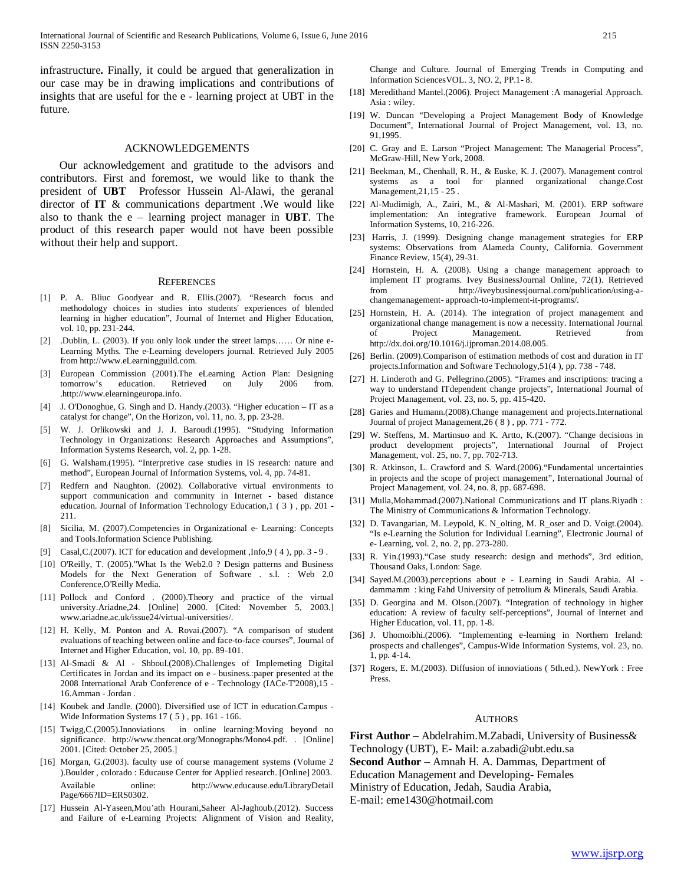infrastructure**.** Finally, it could be argued that generalization in our case may be in drawing implications and contributions of insights that are useful for the e - learning project at UBT in the future.

## ACKNOWLEDGEMENTS

Our acknowledgement and gratitude to the advisors and contributors. First and foremost, we would like to thank the president of **UBT** Professor Hussein Al-Alawi, the geranal director of **IT** & communications department .We would like also to thank the e – learning project manager in **UBT**. The product of this research paper would not have been possible without their help and support.

## REFERENCES

[1] P. A. Bliuc Goodyear and R. Ellis.(2007). "Research focus and methodology choices in studies into students' experiences of blended learning in higher education", Journal of Internet and Higher Education, vol. 10, pp. 231-244.

[2] .Dublin, L. (2003). If you only look under the street lamps…… Or nine e-Learning Myths. The e-Learning developers journal. Retrieved July 2005 from http://www.eLearningguild.com.

[3] European Commission (2001).The eLearning Action Plan: Designing tomorrow's education. Retrieved on July 2006 from. .http://www.elearningeuropa.info.

[4] J. O'Donoghue, G. Singh and D. Handy.(2003). "Higher education – IT as a catalyst for change", On the Horizon, vol. 11, no. 3, pp. 23-28.

[5] W. J. Orlikowski and J. J. Baroudi.(1995). "Studying Information Technology in Organizations: Research Approaches and Assumptions", Information Systems Research, vol. 2, pp. 1-28.

[6] G. Walsham.(1995). "Interpretive case studies in IS research: nature and method", European Journal of Information Systems, vol. 4, pp. 74-81.

[7] Redfern and Naughton. (2002). Collaborative virtual environments to support communication and community in Internet - based distance education. Journal of Information Technology Education,1 ( 3 ) , pp. 201 - 211.

[8] Sicilia, M. (2007).Competencies in Organizational e- Learning: Concepts and Tools.Information Science Publishing.

[9] Casal,C.(2007). ICT for education and development ,Info,9 ( 4 ), pp. 3 - 9 .

[10] O'Reilly, T. (2005)."What Is the Web2.0 ? Design patterns and Business Models for the Next Generation of Software . s.l. : Web 2.0 Conference,O'Reilly Media.

[11] Pollock and Conford . (2000).Theory and practice of the virtual university.Ariadne,24. [Online] 2000. [Cited: November 5, 2003.] www.ariadne.ac.uk/issue24/virtual-universities/.

[12] H. Kelly, M. Ponton and A. Rovai.(2007). "A comparison of student evaluations of teaching between online and face-to-face courses", Journal of Internet and Higher Education, vol. 10, pp. 89-101.

[13] Al-Smadi & Al - Shboul.(2008).Challenges of Implemeting Digital Certificates in Jordan and its impact on e - business.:paper presented at the 2008 International Arab Conference of e - Technology (IACe-T'2008),15 - 16.Amman - Jordan .

[14] Koubek and Jandle. (2000). Diversified use of ICT in education.Campus - Wide Information Systems 17 ( 5 ) , pp. 161 - 166.

[15] Twigg,C.(2005).Innoviations in online learning:Moving beyond no significance. http://www.thencat.org/Monographs/Mono4.pdf. . [Online] 2001. [Cited: October 25, 2005.]

[16] Morgan, G.(2003). faculty use of course management systems (Volume 2 ).Boulder , colorado : Educause Center for Applied research. [Online] 2003. Available online: http://www.educause.edu/LibraryDetail Page/666?ID=ERS0302.

[17] Hussein Al-Yaseen,Mou'ath Hourani,Saheer Al-Jaghoub.(2012). Success and Failure of e-Learning Projects: Alignment of Vision and Reality, Change and Culture. Journal of Emerging Trends in Computing and Information SciencesVOL. 3, NO. 2, PP.1- 8.

[18] Meredithand Mantel.(2006). Project Management :A managerial Approach. Asia : wiley.

[19] W. Duncan "Developing a Project Management Body of Knowledge Document", International Journal of Project Management, vol. 13, no. 91,1995.

[20] C. Gray and E. Larson "Project Management: The Managerial Process", McGraw-Hill, New York, 2008.

[21] Beekman, M., Chenhall, R. H., & Euske, K. J. (2007). Management control systems as a tool for planned organizational change.Cost Management,21,15 - 25 .

[22] Al-Mudimigh, A., Zairi, M., & Al-Mashari, M. (2001). ERP software implementation: An integrative framework. European Journal of Information Systems, 10, 216-226.

[23] Harris, J. (1999). Designing change management strategies for ERP systems: Observations from Alameda County, California. Government Finance Review, 15(4), 29-31.

[24] Hornstein, H. A. (2008). Using a change management approach to implement IT programs. Ivey BusinessJournal Online, 72(1). Retrieved from http://iveybusinessjournal.com/publication/using-a-changemanagement- approach-to-implement-it-programs/.

[25] Hornstein, H. A. (2014). The integration of project management and organizational change management is now a necessity. International Journal of Project Management. Retrieved from http://dx.doi.org/10.1016/j.ijproman.2014.08.005.

[26] Berlin. (2009).Comparison of estimation methods of cost and duration in IT projects.Information and Software Technology,51(4 ), pp. 738 - 748.

[27] H. Linderoth and G. Pellegrino.(2005). "Frames and inscriptions: tracing a way to understand ITdependent change projects", International Journal of Project Management, vol. 23, no. 5, pp. 415-420.

[28] Garies and Humann.(2008).Change management and projects.International Journal of project Management,26 ( 8 ) , pp. 771 - 772.

[29] W. Steffens, M. Martinsuo and K. Artto, K.(2007). "Change decisions in product development projects", International Journal of Project Management, vol. 25, no. 7, pp. 702-713.

[30] R. Atkinson, L. Crawford and S. Ward.(2006)."Fundamental uncertainties in projects and the scope of project management", International Journal of Project Management, vol. 24, no. 8, pp. 687-698.

[31] Mulla,Mohammad.(2007).National Communications and IT plans.Riyadh : The Ministry of Communications & Information Technology.

[32] D. Tavangarian, M. Leypold, K. N_olting, M. R_oser and D. Voigt.(2004). "Is e-Learning the Solution for Individual Learning", Electronic Journal of e- Learning, vol. 2, no. 2, pp. 273-280.

[33] R. Yin.(1993)."Case study research: design and methods", 3rd edition, Thousand Oaks, London: Sage.

[34] Sayed.M.(2003).perceptions about e - Learning in Saudi Arabia. Al - dammamm : king Fahd University of petrolium & Minerals, Saudi Arabia.

[35] D. Georgina and M. Olson.(2007). "Integration of technology in higher education: A review of faculty self-perceptions", Journal of Internet and Higher Education, vol. 11, pp. 1-8.

[36] J. Uhomoibhi.(2006). "Implementing e-learning in Northern Ireland: prospects and challenges", Campus-Wide Information Systems, vol. 23, no. 1, pp. 4-14.

[37] Rogers, E. M.(2003). Diffusion of innoviations ( 5th.ed.). NewYork : Free Press.

## AUTHORS

**First Author** – Abdelrahim.M.Zabadi, University of Business& Technology (UBT), E- Mail: a.zabadi@ubt.edu.sa
**Second Author** – Amnah H. A. Dammas, Department of Education Management and Developing- Females Ministry of Education, Jedah, Saudia Arabia,
E-mail: eme1430@hotmail.com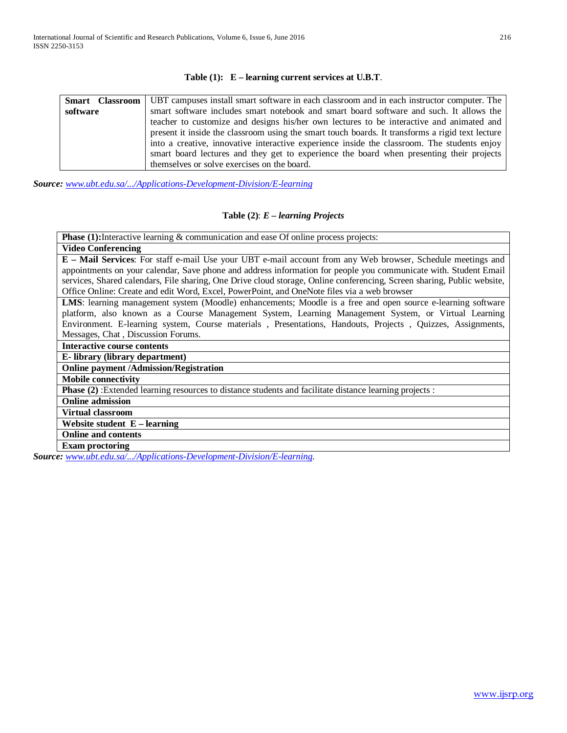**Table (1): E – learning current services at U.B.T.**

| | |
|---|---|
| **Smart Classroom software** | UBT campuses install smart software in each classroom and in each instructor computer. The smart software includes smart notebook and smart board software and such. It allows the teacher to customize and designs his/her own lectures to be interactive and animated and present it inside the classroom using the smart touch boards. It transforms a rigid text lecture into a creative, innovative interactive experience inside the classroom. The students enjoy smart board lectures and they get to experience the board when presenting their projects themselves or solve exercises on the board. |

***Source:*** *www.ubt.edu.sa/.../Applications-Development-Division/E-learning*

**Table (2)**: ***E – learning Projects***

| |
|---|
| **Phase (1):**Interactive learning & communication and ease Of online process projects: |
| **Video Conferencing** |
| **E – Mail Services**: For staff e-mail Use your UBT e-mail account from any Web browser, Schedule meetings and appointments on your calendar, Save phone and address information for people you communicate with. Student Email services, Shared calendars, File sharing, One Drive cloud storage, Online conferencing, Screen sharing, Public website, Office Online: Create and edit Word, Excel, PowerPoint, and OneNote files via a web browser |
| **LMS**: learning management system (Moodle) enhancements; Moodle is a free and open source e-learning software platform, also known as a Course Management System, Learning Management System, or Virtual Learning Environment. E-learning system, Course materials , Presentations, Handouts, Projects , Quizzes, Assignments, Messages, Chat , Discussion Forums. |
| **Interactive course contents** |
| **E- library (library department)** |
| **Online payment /Admission/Registration** |
| **Mobile connectivity** |
| **Phase (2)** :Extended learning resources to distance students and facilitate distance learning projects : |
| **Online admission** |
| **Virtual classroom** |
| **Website student E – learning** |
| **Online and contents** |
| **Exam proctoring** |

***Source:*** *www.ubt.edu.sa/.../Applications-Development-Division/E-learning*.